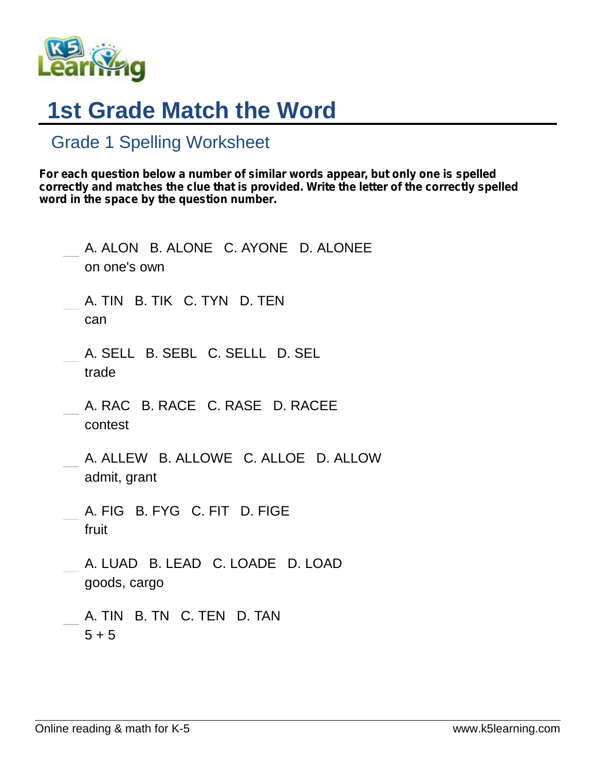# 1st Grade Match the Word

## Grade 1 Spelling Worksheet

**For each question below a number of similar words appear, but only one is spelled correctly and matches the clue that is provided. Write the letter of the correctly spelled word in the space by the question number.**

___ A. ALON B. ALONE C. AYONE D. ALONEE
on one's own

___ A. TIN B. TIK C. TYN D. TEN
can

___ A. SELL B. SEBL C. SELLL D. SEL
trade

___ A. RAC B. RACE C. RASE D. RACEE
contest

___ A. ALLEW B. ALLOWE C. ALLOE D. ALLOW
admit, grant

___ A. FIG B. FYG C. FIT D. FIGE
fruit

___ A. LUAD B. LEAD C. LOADE D. LOAD
goods, cargo

___ A. TIN B. TN C. TEN D. TAN
5 + 5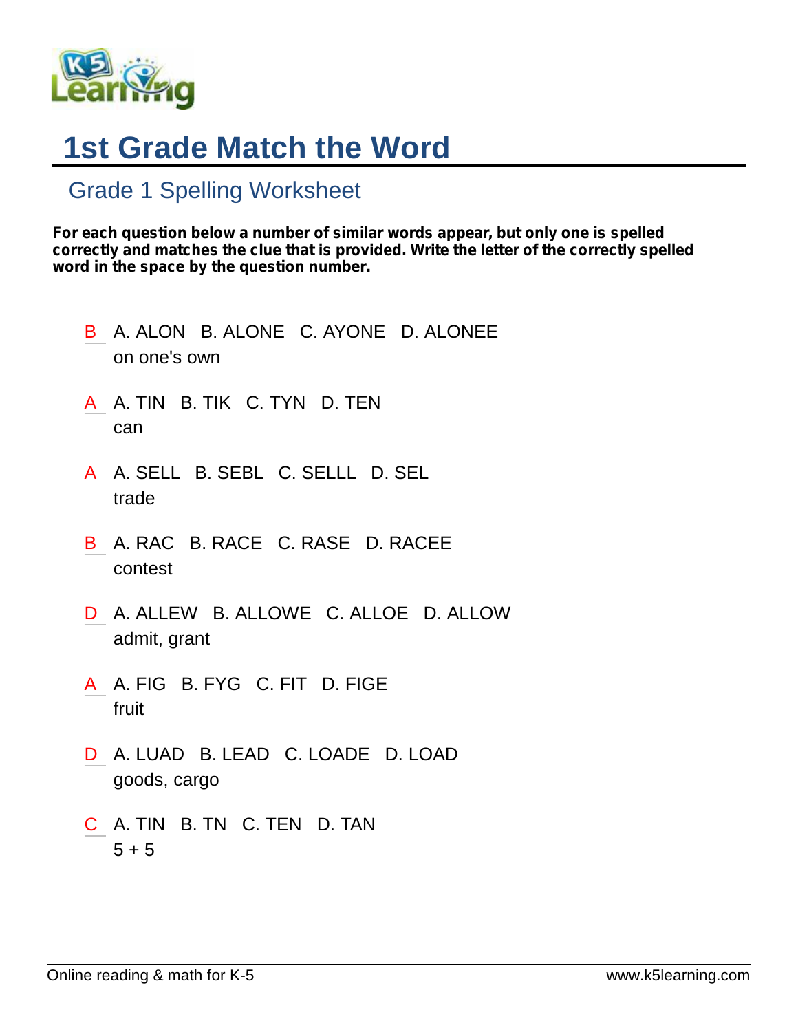# 1st Grade Match the Word

## Grade 1 Spelling Worksheet

**For each question below a number of similar words appear, but only one is spelled correctly and matches the clue that is provided. Write the letter of the correctly spelled word in the space by the question number.**

B A. ALON B. ALONE C. AYONE D. ALONEE
on one's own

A A. TIN B. TIK C. TYN D. TEN
can

A A. SELL B. SEBL C. SELLL D. SEL
trade

B A. RAC B. RACE C. RASE D. RACEE
contest

D A. ALLEW B. ALLOWE C. ALLOE D. ALLOW
admit, grant

A A. FIG B. FYG C. FIT D. FIGE
fruit

D A. LUAD B. LEAD C. LOADE D. LOAD
goods, cargo

C A. TIN B. TN C. TEN D. TAN
5 + 5